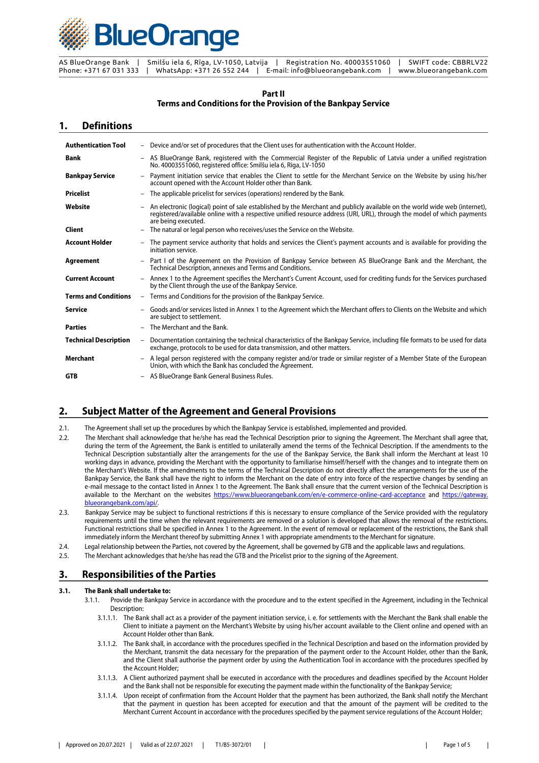**Part II**
**Terms and Conditions for the Provision of the Bankpay Service**

## 1. Definitions

| Term | Definition |
|---|---|
| **Authentication Tool** | – Device and/or set of procedures that the Client uses for authentication with the Account Holder. |
| **Bank** | – AS BlueOrange Bank, registered with the Commercial Register of the Republic of Latvia under a unified registration No. 40003551060, registered office: Smilšu iela 6, Rīga, LV-1050 |
| **Bankpay Service** | – Payment initiation service that enables the Client to settle for the Merchant Service on the Website by using his/her account opened with the Account Holder other than Bank. |
| **Pricelist** | – The applicable pricelist for services (operations) rendered by the Bank. |
| **Website** | – An electronic (logical) point of sale established by the Merchant and publicly available on the world wide web (internet), registered/available online with a respective unified resource address (URI, URL), through the model of which payments are being executed. |
| **Client** | – The natural or legal person who receives/uses the Service on the Website. |
| **Account Holder** | – The payment service authority that holds and services the Client's payment accounts and is available for providing the initiation service. |
| **Agreement** | – Part I of the Agreement on the Provision of Bankpay Service between AS BlueOrange Bank and the Merchant, the Technical Description, annexes and Terms and Conditions. |
| **Current Account** | – Annex 1 to the Agreement specifies the Merchant's Current Account, used for crediting funds for the Services purchased by the Client through the use of the Bankpay Service. |
| **Terms and Conditions** | – Terms and Conditions for the provision of the Bankpay Service. |
| **Service** | – Goods and/or services listed in Annex 1 to the Agreement which the Merchant offers to Clients on the Website and which are subject to settlement. |
| **Parties** | – The Merchant and the Bank. |
| **Technical Description** | – Documentation containing the technical characteristics of the Bankpay Service, including file formats to be used for data exchange, protocols to be used for data transmission, and other matters. |
| **Merchant** | – A legal person registered with the company register and/or trade or similar register of a Member State of the European Union, with which the Bank has concluded the Agreement. |
| **GTB** | – AS BlueOrange Bank General Business Rules. |

## 2. Subject Matter of the Agreement and General Provisions

2.1. The Agreement shall set up the procedures by which the Bankpay Service is established, implemented and provided.

2.2. The Merchant shall acknowledge that he/she has read the Technical Description prior to signing the Agreement. The Merchant shall agree that, during the term of the Agreement, the Bank is entitled to unilaterally amend the terms of the Technical Description. If the amendments to the Technical Description substantially alter the arrangements for the use of the Bankpay Service, the Bank shall inform the Merchant at least 10 working days in advance, providing the Merchant with the opportunity to familiarise himself/herself with the changes and to integrate them on the Merchant's Website. If the amendments to the terms of the Technical Description do not directly affect the arrangements for the use of the Bankpay Service, the Bank shall have the right to inform the Merchant on the date of entry into force of the respective changes by sending an e-mail message to the contact listed in Annex 1 to the Agreement. The Bank shall ensure that the current version of the Technical Description is available to the Merchant on the websites https://www.blueorangebank.com/en/e-commerce-online-card-acceptance and https://gateway.blueorangebank.com/api/.

2.3. Bankpay Service may be subject to functional restrictions if this is necessary to ensure compliance of the Service provided with the regulatory requirements until the time when the relevant requirements are removed or a solution is developed that allows the removal of the restrictions. Functional restrictions shall be specified in Annex 1 to the Agreement. In the event of removal or replacement of the restrictions, the Bank shall immediately inform the Merchant thereof by submitting Annex 1 with appropriate amendments to the Merchant for signature.

2.4. Legal relationship between the Parties, not covered by the Agreement, shall be governed by GTB and the applicable laws and regulations.

2.5. The Merchant acknowledges that he/she has read the GTB and the Pricelist prior to the signing of the Agreement.

## 3. Responsibilities of the Parties

**3.1. The Bank shall undertake to:**

3.1.1. Provide the Bankpay Service in accordance with the procedure and to the extent specified in the Agreement, including in the Technical Description:

3.1.1.1. The Bank shall act as a provider of the payment initiation service, i. e. for settlements with the Merchant the Bank shall enable the Client to initiate a payment on the Merchant's Website by using his/her account available to the Client online and opened with an Account Holder other than Bank.

3.1.1.2. The Bank shall, in accordance with the procedures specified in the Technical Description and based on the information provided by the Merchant, transmit the data necessary for the preparation of the payment order to the Account Holder, other than the Bank, and the Client shall authorise the payment order by using the Authentication Tool in accordance with the procedures specified by the Account Holder;

3.1.1.3. A Client authorized payment shall be executed in accordance with the procedures and deadlines specified by the Account Holder and the Bank shall not be responsible for executing the payment made within the functionality of the Bankpay Service;

3.1.1.4. Upon receipt of confirmation from the Account Holder that the payment has been authorized, the Bank shall notify the Merchant that the payment in question has been accepted for execution and that the amount of the payment will be credited to the Merchant Current Account in accordance with the procedures specified by the payment service regulations of the Account Holder;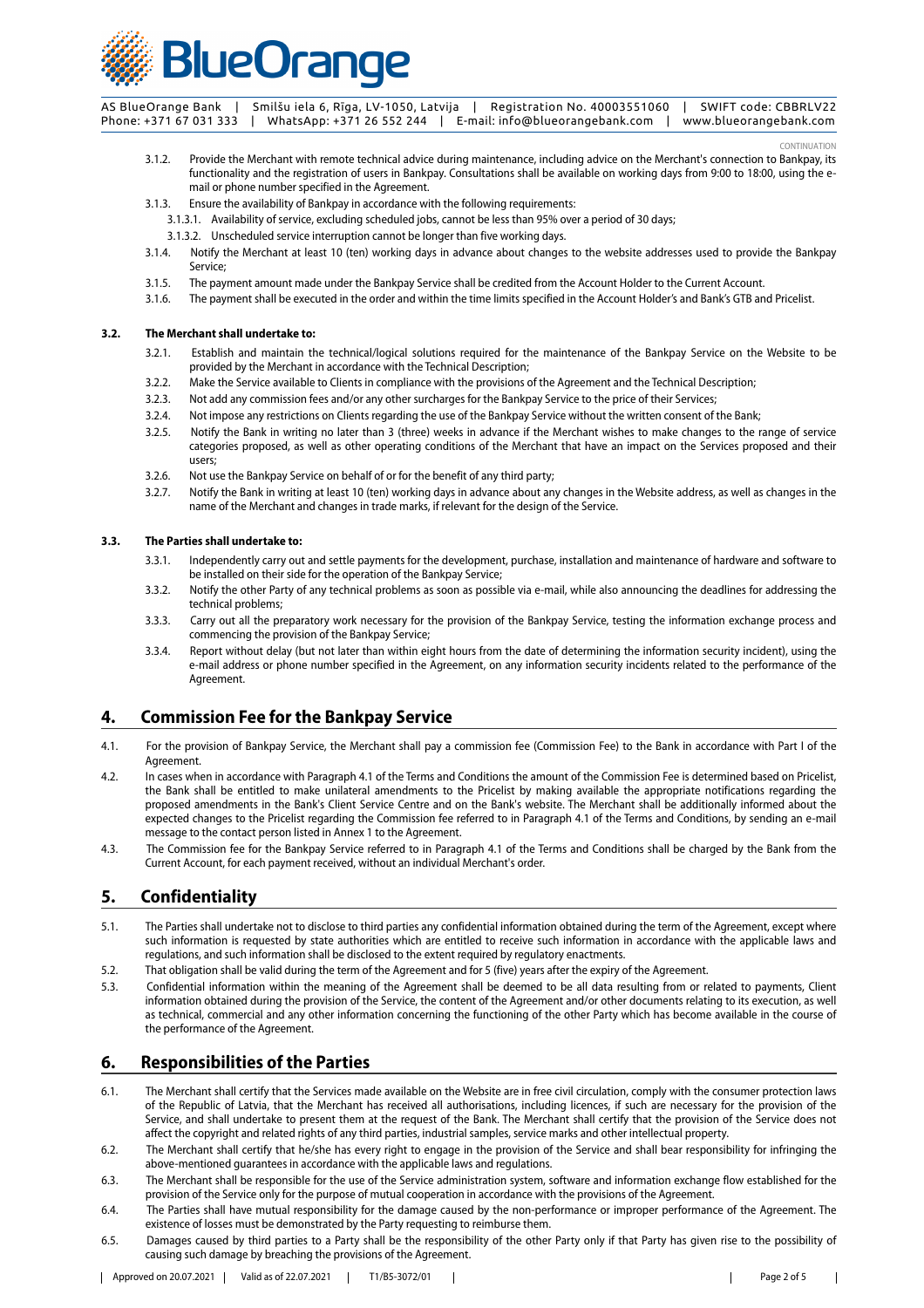CONTINUATION

3.1.2. Provide the Merchant with remote technical advice during maintenance, including advice on the Merchant's connection to Bankpay, its functionality and the registration of users in Bankpay. Consultations shall be available on working days from 9:00 to 18:00, using the e-mail or phone number specified in the Agreement.

3.1.3. Ensure the availability of Bankpay in accordance with the following requirements:

3.1.3.1. Availability of service, excluding scheduled jobs, cannot be less than 95% over a period of 30 days;

3.1.3.2. Unscheduled service interruption cannot be longer than five working days.

3.1.4. Notify the Merchant at least 10 (ten) working days in advance about changes to the website addresses used to provide the Bankpay Service;

3.1.5. The payment amount made under the Bankpay Service shall be credited from the Account Holder to the Current Account.

3.1.6. The payment shall be executed in the order and within the time limits specified in the Account Holder's and Bank's GTB and Pricelist.

**3.2. The Merchant shall undertake to:**

3.2.1. Establish and maintain the technical/logical solutions required for the maintenance of the Bankpay Service on the Website to be provided by the Merchant in accordance with the Technical Description;

3.2.2. Make the Service available to Clients in compliance with the provisions of the Agreement and the Technical Description;

3.2.3. Not add any commission fees and/or any other surcharges for the Bankpay Service to the price of their Services;

3.2.4. Not impose any restrictions on Clients regarding the use of the Bankpay Service without the written consent of the Bank;

3.2.5. Notify the Bank in writing no later than 3 (three) weeks in advance if the Merchant wishes to make changes to the range of service categories proposed, as well as other operating conditions of the Merchant that have an impact on the Services proposed and their users;

3.2.6. Not use the Bankpay Service on behalf of or for the benefit of any third party;

3.2.7. Notify the Bank in writing at least 10 (ten) working days in advance about any changes in the Website address, as well as changes in the name of the Merchant and changes in trade marks, if relevant for the design of the Service.

**3.3. The Parties shall undertake to:**

3.3.1. Independently carry out and settle payments for the development, purchase, installation and maintenance of hardware and software to be installed on their side for the operation of the Bankpay Service;

3.3.2. Notify the other Party of any technical problems as soon as possible via e-mail, while also announcing the deadlines for addressing the technical problems;

3.3.3. Carry out all the preparatory work necessary for the provision of the Bankpay Service, testing the information exchange process and commencing the provision of the Bankpay Service;

3.3.4. Report without delay (but not later than within eight hours from the date of determining the information security incident), using the e-mail address or phone number specified in the Agreement, on any information security incidents related to the performance of the Agreement.

## 4. Commission Fee for the Bankpay Service

4.1. For the provision of Bankpay Service, the Merchant shall pay a commission fee (Commission Fee) to the Bank in accordance with Part I of the Agreement.

4.2. In cases when in accordance with Paragraph 4.1 of the Terms and Conditions the amount of the Commission Fee is determined based on Pricelist, the Bank shall be entitled to make unilateral amendments to the Pricelist by making available the appropriate notifications regarding the proposed amendments in the Bank's Client Service Centre and on the Bank's website. The Merchant shall be additionally informed about the expected changes to the Pricelist regarding the Commission fee referred to in Paragraph 4.1 of the Terms and Conditions, by sending an e-mail message to the contact person listed in Annex 1 to the Agreement.

4.3. The Commission fee for the Bankpay Service referred to in Paragraph 4.1 of the Terms and Conditions shall be charged by the Bank from the Current Account, for each payment received, without an individual Merchant's order.

## 5. Confidentiality

5.1. The Parties shall undertake not to disclose to third parties any confidential information obtained during the term of the Agreement, except where such information is requested by state authorities which are entitled to receive such information in accordance with the applicable laws and regulations, and such information shall be disclosed to the extent required by regulatory enactments.

5.2. That obligation shall be valid during the term of the Agreement and for 5 (five) years after the expiry of the Agreement.

5.3. Confidential information within the meaning of the Agreement shall be deemed to be all data resulting from or related to payments, Client information obtained during the provision of the Service, the content of the Agreement and/or other documents relating to its execution, as well as technical, commercial and any other information concerning the functioning of the other Party which has become available in the course of the performance of the Agreement.

## 6. Responsibilities of the Parties

6.1. The Merchant shall certify that the Services made available on the Website are in free civil circulation, comply with the consumer protection laws of the Republic of Latvia, that the Merchant has received all authorisations, including licences, if such are necessary for the provision of the Service, and shall undertake to present them at the request of the Bank. The Merchant shall certify that the provision of the Service does not affect the copyright and related rights of any third parties, industrial samples, service marks and other intellectual property.

6.2. The Merchant shall certify that he/she has every right to engage in the provision of the Service and shall bear responsibility for infringing the above-mentioned guarantees in accordance with the applicable laws and regulations.

6.3. The Merchant shall be responsible for the use of the Service administration system, software and information exchange flow established for the provision of the Service only for the purpose of mutual cooperation in accordance with the provisions of the Agreement.

6.4. The Parties shall have mutual responsibility for the damage caused by the non-performance or improper performance of the Agreement. The existence of losses must be demonstrated by the Party requesting to reimburse them.

6.5. Damages caused by third parties to a Party shall be the responsibility of the other Party only if that Party has given rise to the possibility of causing such damage by breaching the provisions of the Agreement.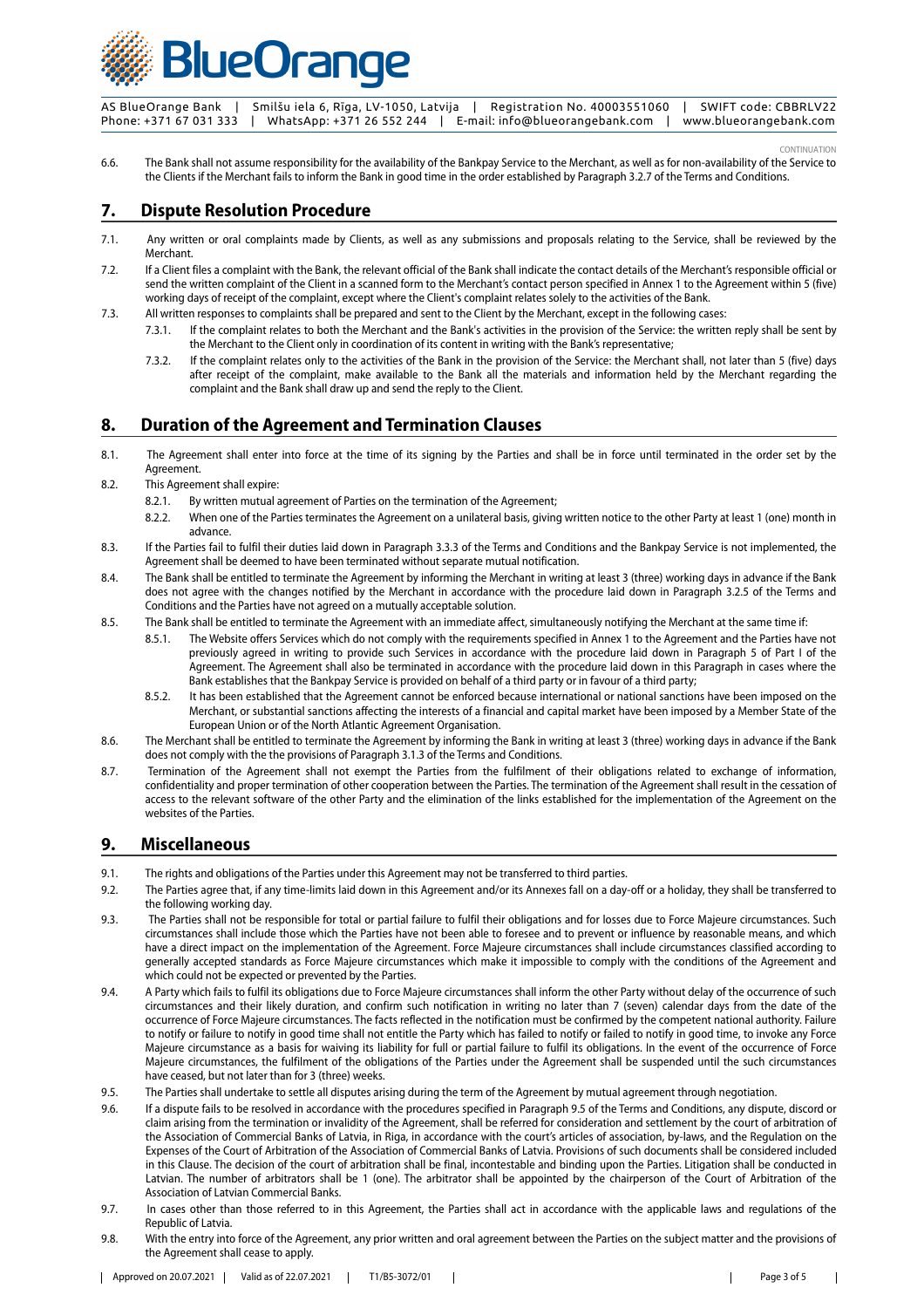CONTINUATION

6.6. The Bank shall not assume responsibility for the availability of the Bankpay Service to the Merchant, as well as for non-availability of the Service to the Clients if the Merchant fails to inform the Bank in good time in the order established by Paragraph 3.2.7 of the Terms and Conditions.

## 7. Dispute Resolution Procedure

7.1. Any written or oral complaints made by Clients, as well as any submissions and proposals relating to the Service, shall be reviewed by the Merchant.

7.2. If a Client files a complaint with the Bank, the relevant official of the Bank shall indicate the contact details of the Merchant's responsible official or send the written complaint of the Client in a scanned form to the Merchant's contact person specified in Annex 1 to the Agreement within 5 (five) working days of receipt of the complaint, except where the Client's complaint relates solely to the activities of the Bank.

7.3. All written responses to complaints shall be prepared and sent to the Client by the Merchant, except in the following cases:

- 7.3.1. If the complaint relates to both the Merchant and the Bank's activities in the provision of the Service: the written reply shall be sent by the Merchant to the Client only in coordination of its content in writing with the Bank's representative;
- 7.3.2. If the complaint relates only to the activities of the Bank in the provision of the Service: the Merchant shall, not later than 5 (five) days after receipt of the complaint, make available to the Bank all the materials and information held by the Merchant regarding the complaint and the Bank shall draw up and send the reply to the Client.

## 8. Duration of the Agreement and Termination Clauses

8.1. The Agreement shall enter into force at the time of its signing by the Parties and shall be in force until terminated in the order set by the Agreement.

8.2. This Agreement shall expire:

- 8.2.1. By written mutual agreement of Parties on the termination of the Agreement;
- 8.2.2. When one of the Parties terminates the Agreement on a unilateral basis, giving written notice to the other Party at least 1 (one) month in advance.

8.3. If the Parties fail to fulfil their duties laid down in Paragraph 3.3.3 of the Terms and Conditions and the Bankpay Service is not implemented, the Agreement shall be deemed to have been terminated without separate mutual notification.

8.4. The Bank shall be entitled to terminate the Agreement by informing the Merchant in writing at least 3 (three) working days in advance if the Bank does not agree with the changes notified by the Merchant in accordance with the procedure laid down in Paragraph 3.2.5 of the Terms and Conditions and the Parties have not agreed on a mutually acceptable solution.

8.5. The Bank shall be entitled to terminate the Agreement with an immediate affect, simultaneously notifying the Merchant at the same time if:

- 8.5.1. The Website offers Services which do not comply with the requirements specified in Annex 1 to the Agreement and the Parties have not previously agreed in writing to provide such Services in accordance with the procedure laid down in Paragraph 5 of Part I of the Agreement. The Agreement shall also be terminated in accordance with the procedure laid down in this Paragraph in cases where the Bank establishes that the Bankpay Service is provided on behalf of a third party or in favour of a third party;
- 8.5.2. It has been established that the Agreement cannot be enforced because international or national sanctions have been imposed on the Merchant, or substantial sanctions affecting the interests of a financial and capital market have been imposed by a Member State of the European Union or of the North Atlantic Agreement Organisation.

8.6. The Merchant shall be entitled to terminate the Agreement by informing the Bank in writing at least 3 (three) working days in advance if the Bank does not comply with the the provisions of Paragraph 3.1.3 of the Terms and Conditions.

8.7. Termination of the Agreement shall not exempt the Parties from the fulfilment of their obligations related to exchange of information, confidentiality and proper termination of other cooperation between the Parties. The termination of the Agreement shall result in the cessation of access to the relevant software of the other Party and the elimination of the links established for the implementation of the Agreement on the websites of the Parties.

## 9. Miscellaneous

9.1. The rights and obligations of the Parties under this Agreement may not be transferred to third parties.

9.2. The Parties agree that, if any time-limits laid down in this Agreement and/or its Annexes fall on a day-off or a holiday, they shall be transferred to the following working day.

9.3. The Parties shall not be responsible for total or partial failure to fulfil their obligations and for losses due to Force Majeure circumstances. Such circumstances shall include those which the Parties have not been able to foresee and to prevent or influence by reasonable means, and which have a direct impact on the implementation of the Agreement. Force Majeure circumstances shall include circumstances classified according to generally accepted standards as Force Majeure circumstances which make it impossible to comply with the conditions of the Agreement and which could not be expected or prevented by the Parties.

9.4. A Party which fails to fulfil its obligations due to Force Majeure circumstances shall inform the other Party without delay of the occurrence of such circumstances and their likely duration, and confirm such notification in writing no later than 7 (seven) calendar days from the date of the occurrence of Force Majeure circumstances. The facts reflected in the notification must be confirmed by the competent national authority. Failure to notify or failure to notify in good time shall not entitle the Party which has failed to notify or failed to notify in good time, to invoke any Force Majeure circumstance as a basis for waiving its liability for full or partial failure to fulfil its obligations. In the event of the occurrence of Force Majeure circumstances, the fulfilment of the obligations of the Parties under the Agreement shall be suspended until the such circumstances have ceased, but not later than for 3 (three) weeks.

9.5. The Parties shall undertake to settle all disputes arising during the term of the Agreement by mutual agreement through negotiation.

9.6. If a dispute fails to be resolved in accordance with the procedures specified in Paragraph 9.5 of the Terms and Conditions, any dispute, discord or claim arising from the termination or invalidity of the Agreement, shall be referred for consideration and settlement by the court of arbitration of the Association of Commercial Banks of Latvia, in Riga, in accordance with the court's articles of association, by-laws, and the Regulation on the Expenses of the Court of Arbitration of the Association of Commercial Banks of Latvia. Provisions of such documents shall be considered included in this Clause. The decision of the court of arbitration shall be final, incontestable and binding upon the Parties. Litigation shall be conducted in Latvian. The number of arbitrators shall be 1 (one). The arbitrator shall be appointed by the chairperson of the Court of Arbitration of the Association of Latvian Commercial Banks.

9.7. In cases other than those referred to in this Agreement, the Parties shall act in accordance with the applicable laws and regulations of the Republic of Latvia.

9.8. With the entry into force of the Agreement, any prior written and oral agreement between the Parties on the subject matter and the provisions of the Agreement shall cease to apply.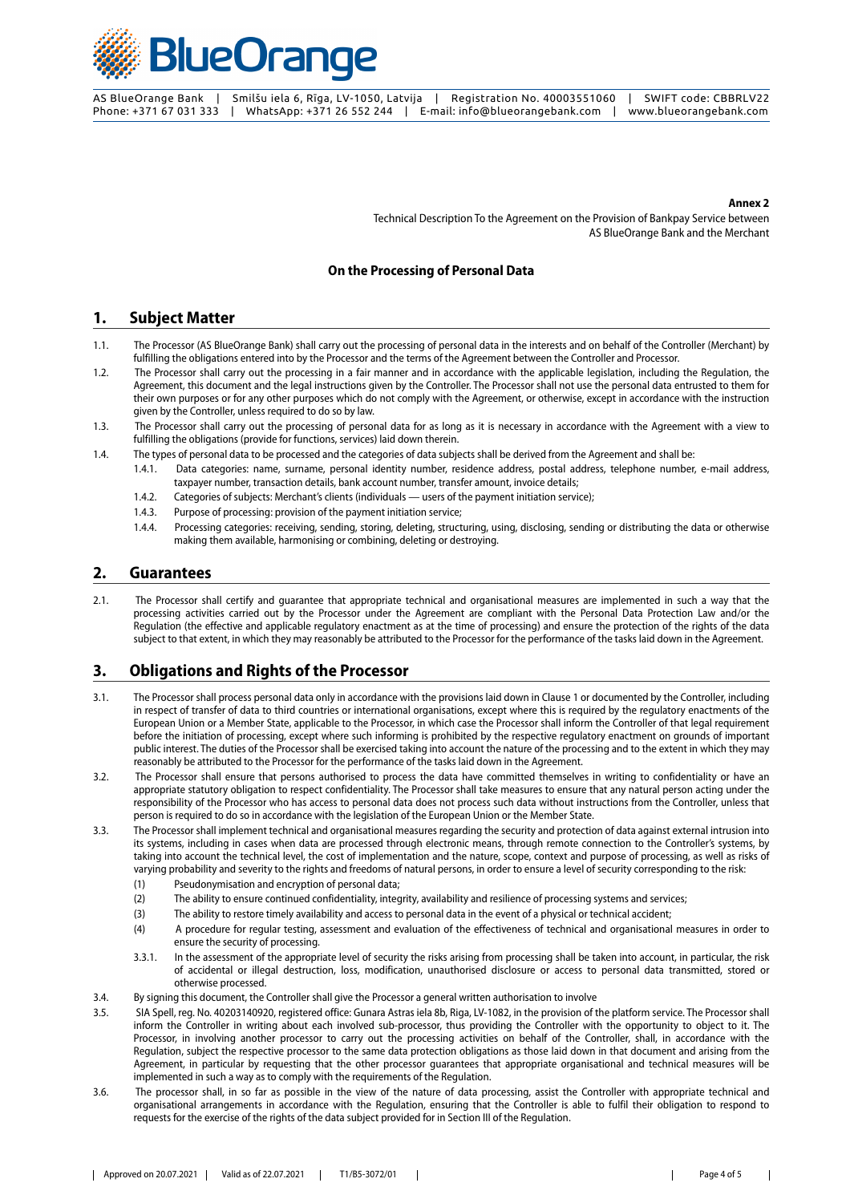**Annex 2**

Technical Description To the Agreement on the Provision of Bankpay Service between AS BlueOrange Bank and the Merchant

**On the Processing of Personal Data**

## 1. Subject Matter

1.1. The Processor (AS BlueOrange Bank) shall carry out the processing of personal data in the interests and on behalf of the Controller (Merchant) by fulfilling the obligations entered into by the Processor and the terms of the Agreement between the Controller and Processor.

1.2. The Processor shall carry out the processing in a fair manner and in accordance with the applicable legislation, including the Regulation, the Agreement, this document and the legal instructions given by the Controller. The Processor shall not use the personal data entrusted to them for their own purposes or for any other purposes which do not comply with the Agreement, or otherwise, except in accordance with the instruction given by the Controller, unless required to do so by law.

1.3. The Processor shall carry out the processing of personal data for as long as it is necessary in accordance with the Agreement with a view to fulfilling the obligations (provide for functions, services) laid down therein.

1.4. The types of personal data to be processed and the categories of data subjects shall be derived from the Agreement and shall be:

- 1.4.1. Data categories: name, surname, personal identity number, residence address, postal address, telephone number, e-mail address, taxpayer number, transaction details, bank account number, transfer amount, invoice details;
- 1.4.2. Categories of subjects: Merchant's clients (individuals — users of the payment initiation service);
- 1.4.3. Purpose of processing: provision of the payment initiation service;
- 1.4.4. Processing categories: receiving, sending, storing, deleting, structuring, using, disclosing, sending or distributing the data or otherwise making them available, harmonising or combining, deleting or destroying.

## 2. Guarantees

2.1. The Processor shall certify and guarantee that appropriate technical and organisational measures are implemented in such a way that the processing activities carried out by the Processor under the Agreement are compliant with the Personal Data Protection Law and/or the Regulation (the effective and applicable regulatory enactment as at the time of processing) and ensure the protection of the rights of the data subject to that extent, in which they may reasonably be attributed to the Processor for the performance of the tasks laid down in the Agreement.

## 3. Obligations and Rights of the Processor

3.1. The Processor shall process personal data only in accordance with the provisions laid down in Clause 1 or documented by the Controller, including in respect of transfer of data to third countries or international organisations, except where this is required by the regulatory enactments of the European Union or a Member State, applicable to the Processor, in which case the Processor shall inform the Controller of that legal requirement before the initiation of processing, except where such informing is prohibited by the respective regulatory enactment on grounds of important public interest. The duties of the Processor shall be exercised taking into account the nature of the processing and to the extent in which they may reasonably be attributed to the Processor for the performance of the tasks laid down in the Agreement.

3.2. The Processor shall ensure that persons authorised to process the data have committed themselves in writing to confidentiality or have an appropriate statutory obligation to respect confidentiality. The Processor shall take measures to ensure that any natural person acting under the responsibility of the Processor who has access to personal data does not process such data without instructions from the Controller, unless that person is required to do so in accordance with the legislation of the European Union or the Member State.

3.3. The Processor shall implement technical and organisational measures regarding the security and protection of data against external intrusion into its systems, including in cases when data are processed through electronic means, through remote connection to the Controller's systems, by taking into account the technical level, the cost of implementation and the nature, scope, context and purpose of processing, as well as risks of varying probability and severity to the rights and freedoms of natural persons, in order to ensure a level of security corresponding to the risk:

- (1) Pseudonymisation and encryption of personal data;
- (2) The ability to ensure continued confidentiality, integrity, availability and resilience of processing systems and services;
- (3) The ability to restore timely availability and access to personal data in the event of a physical or technical accident;
- (4) A procedure for regular testing, assessment and evaluation of the effectiveness of technical and organisational measures in order to ensure the security of processing.
- 3.3.1. In the assessment of the appropriate level of security the risks arising from processing shall be taken into account, in particular, the risk of accidental or illegal destruction, loss, modification, unauthorised disclosure or access to personal data transmitted, stored or otherwise processed.

3.4. By signing this document, the Controller shall give the Processor a general written authorisation to involve

3.5. SIA Spell, reg. No. 40203140920, registered office: Gunara Astras iela 8b, Riga, LV-1082, in the provision of the platform service. The Processor shall inform the Controller in writing about each involved sub-processor, thus providing the Controller with the opportunity to object to it. The Processor, in involving another processor to carry out the processing activities on behalf of the Controller, shall, in accordance with the Regulation, subject the respective processor to the same data protection obligations as those laid down in that document and arising from the Agreement, in particular by requesting that the other processor guarantees that appropriate organisational and technical measures will be implemented in such a way as to comply with the requirements of the Regulation.

3.6. The processor shall, in so far as possible in the view of the nature of data processing, assist the Controller with appropriate technical and organisational arrangements in accordance with the Regulation, ensuring that the Controller is able to fulfil their obligation to respond to requests for the exercise of the rights of the data subject provided for in Section III of the Regulation.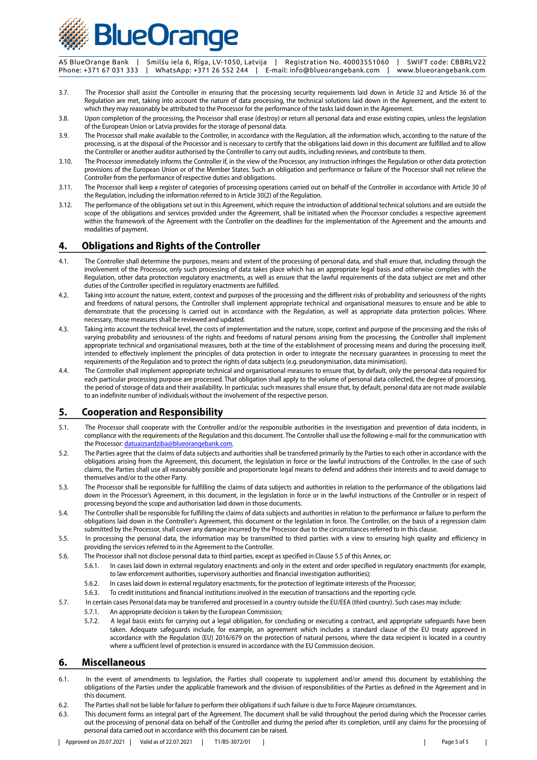3.7. The Processor shall assist the Controller in ensuring that the processing security requirements laid down in Article 32 and Article 36 of the Regulation are met, taking into account the nature of data processing, the technical solutions laid down in the Agreement, and the extent to which they may reasonably be attributed to the Processor for the performance of the tasks laid down in the Agreement.

3.8. Upon completion of the processing, the Processor shall erase (destroy) or return all personal data and erase existing copies, unless the legislation of the European Union or Latvia provides for the storage of personal data.

3.9. The Processor shall make available to the Controller, in accordance with the Regulation, all the information which, according to the nature of the processing, is at the disposal of the Processor and is necessary to certify that the obligations laid down in this document are fulfilled and to allow the Controller or another auditor authorised by the Controller to carry out audits, including reviews, and contribute to them.

3.10. The Processor immediately informs the Controller if, in the view of the Processor, any instruction infringes the Regulation or other data protection provisions of the European Union or of the Member States. Such an obligation and performance or failure of the Processor shall not relieve the Controller from the performance of respective duties and obligations.

3.11. The Processor shall keep a register of categories of processing operations carried out on behalf of the Controller in accordance with Article 30 of the Regulation, including the information referred to in Article 30(2) of the Regulation.

3.12. The performance of the obligations set out in this Agreement, which require the introduction of additional technical solutions and are outside the scope of the obligations and services provided under the Agreement, shall be initiated when the Processor concludes a respective agreement within the framework of the Agreement with the Controller on the deadlines for the implementation of the Agreement and the amounts and modalities of payment.

## 4. Obligations and Rights of the Controller

4.1. The Controller shall determine the purposes, means and extent of the processing of personal data, and shall ensure that, including through the involvement of the Processor, only such processing of data takes place which has an appropriate legal basis and otherwise complies with the Regulation, other data protection regulatory enactments, as well as ensure that the lawful requirements of the data subject are met and other duties of the Controller specified in regulatory enactments are fulfilled.

4.2. Taking into account the nature, extent, context and purposes of the processing and the different risks of probability and seriousness of the rights and freedoms of natural persons, the Controller shall implement appropriate technical and organisational measures to ensure and be able to demonstrate that the processing is carried out in accordance with the Regulation, as well as appropriate data protection policies. Where necessary, those measures shall be reviewed and updated.

4.3. Taking into account the technical level, the costs of implementation and the nature, scope, context and purpose of the processing and the risks of varying probability and seriousness of the rights and freedoms of natural persons arising from the processing, the Controller shall implement appropriate technical and organisational measures, both at the time of the establishment of processing means and during the processing itself, intended to effectively implement the principles of data protection in order to integrate the necessary guarantees in processing to meet the requirements of the Regulation and to protect the rights of data subjects (e.g. pseudonymisation, data minimisation).

4.4. The Controller shall implement appropriate technical and organisational measures to ensure that, by default, only the personal data required for each particular processing purpose are processed. That obligation shall apply to the volume of personal data collected, the degree of processing, the period of storage of data and their availability. In particular, such measures shall ensure that, by default, personal data are not made available to an indefinite number of individuals without the involvement of the respective person.

## 5. Cooperation and Responsibility

5.1. The Processor shall cooperate with the Controller and/or the responsible authorities in the investigation and prevention of data incidents, in compliance with the requirements of the Regulation and this document. The Controller shall use the following e-mail for the communication with the Processor: datuaizsardziba@blueorangebank.com.

5.2. The Parties agree that the claims of data subjects and authorities shall be transferred primarily by the Parties to each other in accordance with the obligations arising from the Agreement, this document, the legislation in force or the lawful instructions of the Controller. In the case of such claims, the Parties shall use all reasonably possible and proportionate legal means to defend and address their interests and to avoid damage to themselves and/or to the other Party.

5.3. The Processor shall be responsible for fulfilling the claims of data subjects and authorities in relation to the performance of the obligations laid down in the Processor's Agreement, in this document, in the legislation in force or in the lawful instructions of the Controller or in respect of processing beyond the scope and authorisation laid down in those documents.

5.4. The Controller shall be responsible for fulfilling the claims of data subjects and authorities in relation to the performance or failure to perform the obligations laid down in the Controller's Agreement, this document or the legislation in force. The Controller, on the basis of a regression claim submitted by the Processor, shall cover any damage incurred by the Processor due to the circumstances referred to in this clause.

5.5. In processing the personal data, the information may be transmitted to third parties with a view to ensuring high quality and efficiency in providing the services referred to in the Agreement to the Controller.

5.6. The Processor shall not disclose personal data to third parties, except as specified in Clause 5.5 of this Annex, or:

- 5.6.1. In cases laid down in external regulatory enactments and only in the extent and order specified in regulatory enactments (for example, to law enforcement authorities, supervisory authorities and financial investigation authorities);
- 5.6.2. In cases laid down in external regulatory enactments, for the protection of legitimate interests of the Processor;
- 5.6.3. To credit institutions and financial institutions involved in the execution of transactions and the reporting cycle.

5.7. In certain cases Personal data may be transferred and processed in a country outside the EU/EEA (third country). Such cases may include:

- 5.7.1. An appropriate decision is taken by the European Commission;
- 5.7.2. A legal basis exists for carrying out a legal obligation, for concluding or executing a contract, and appropriate safeguards have been taken. Adequate safeguards include, for example, an agreement which includes a standard clause of the EU treaty approved in accordance with the Regulation (EU) 2016/679 on the protection of natural persons, where the data recipient is located in a country where a sufficient level of protection is ensured in accordance with the EU Commission decision.

## 6. Miscellaneous

6.1. In the event of amendments to legislation, the Parties shall cooperate to supplement and/or amend this document by establishing the obligations of the Parties under the applicable framework and the division of responsibilities of the Parties as defined in the Agreement and in this document.

6.2. The Parties shall not be liable for failure to perform their obligations if such failure is due to Force Majeure circumstances.

6.3. This document forms an integral part of the Agreement. The document shall be valid throughout the period during which the Processor carries out the processing of personal data on behalf of the Controller and during the period after its completion, until any claims for the processing of personal data carried out in accordance with this document can be raised.